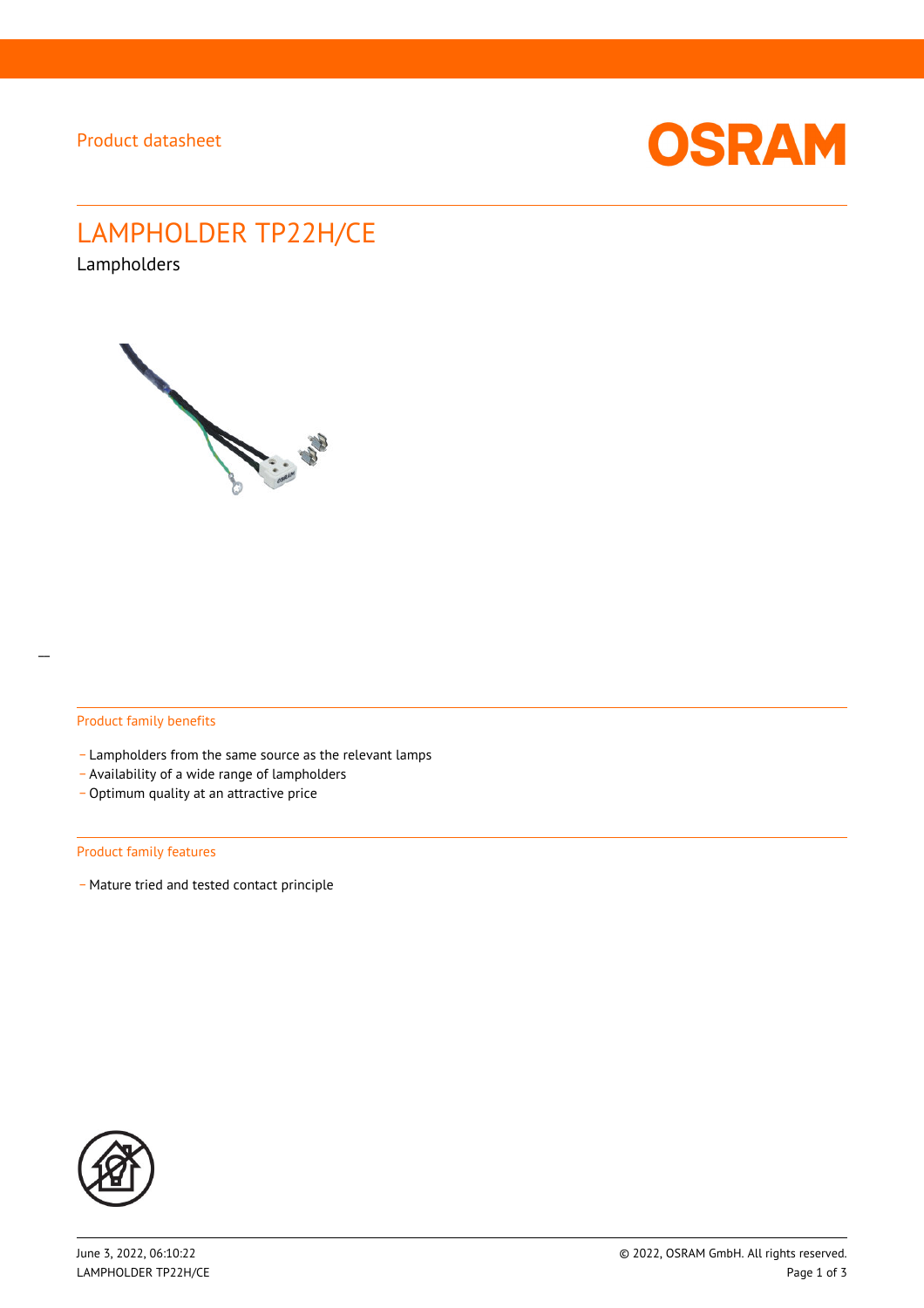Product datasheet

# LAMPHOLDER TP22H/CE

Lampholders

## Product family benefits

- Lampholders from the same source as the relevant lamps
- Availability of a wide range of lampholders
- Optimum quality at an attractive price

## Product family features

- Mature tried and tested contact principle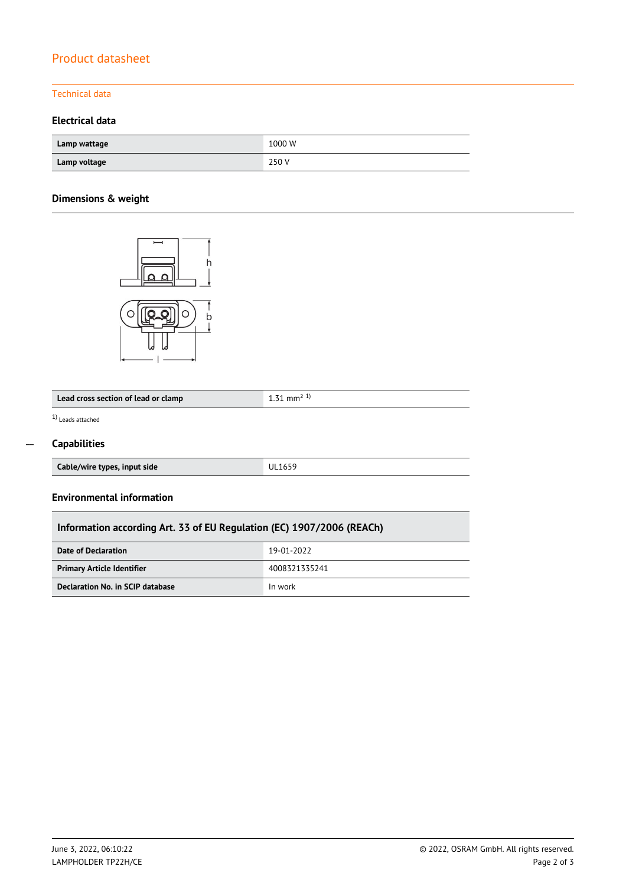Product datasheet

Technical data

### Electrical data

| Lamp wattage | 1000 W |
|---|---|
| Lamp voltage | 250 V |

### Dimensions & weight

| Lead cross section of lead or clamp | 1.31 $mm^2$ [1] |
|---|---|

[1] Leads attached

### Capabilities

| Cable/wire types, input side | UL1659 |
|---|---|

### Environmental information

| Information according Art. 33 of EU Regulation (EC) 1907/2006 (REACh) | |
|---|---|
| Date of Declaration | 19-01-2022 |
| Primary Article Identifier | 4008321335241 |
| Declaration No. in SCIP database | In work |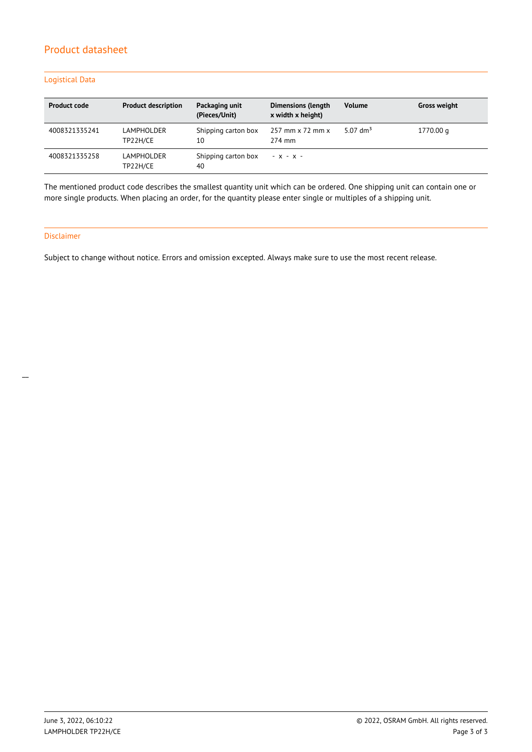## Logistical Data

| Product code | Product description | Packaging unit (Pieces/Unit) | Dimensions (length x width x height) | Volume | Gross weight |
|---|---|---|---|---|---|
| 4008321335241 | LAMPHOLDER TP22H/CE | Shipping carton box 10 | 257 mm x 72 mm x 274 mm | 5.07 $dm^3$ | 1770.00 g |
| 4008321335258 | LAMPHOLDER TP22H/CE | Shipping carton box 40 | - x - x - | | |

The mentioned product code describes the smallest quantity unit which can be ordered. One shipping unit can contain one or more single products. When placing an order, for the quantity please enter single or multiples of a shipping unit.

## Disclaimer

Subject to change without notice. Errors and omission excepted. Always make sure to use the most recent release.